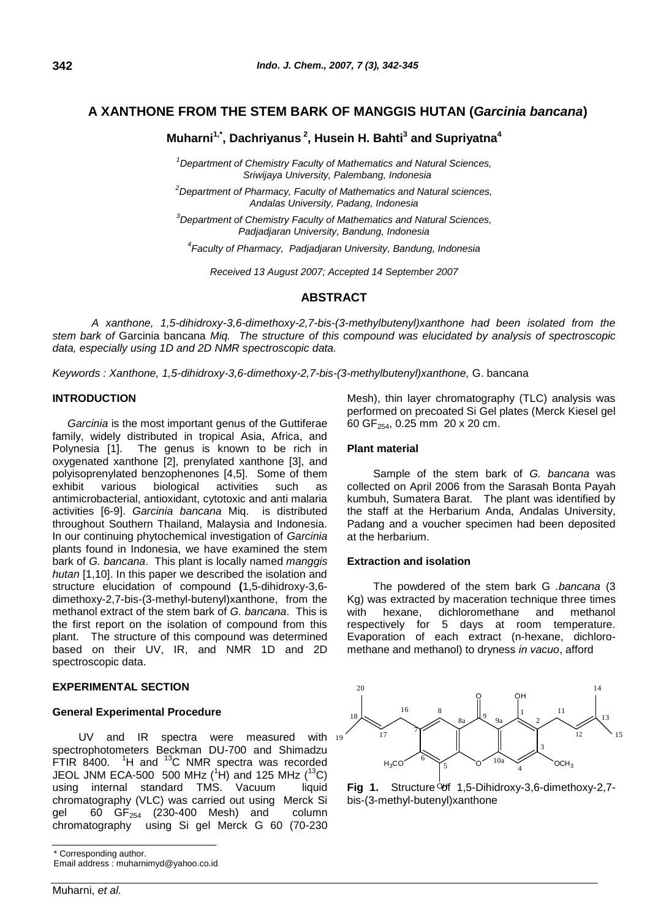# A XANTHONE FROM THE STEM BARK OF MANGGIS HUTAN (*Garcinia bancana*)

**Muharni[1,*], Dachriyanus[2], Husein H. Bahti[3] and Supriyatna[4]**

[1]*Department of Chemistry Faculty of Mathematics and Natural Sciences, Sriwijaya University, Palembang, Indonesia*

[2]*Department of Pharmacy, Faculty of Mathematics and Natural sciences, Andalas University, Padang, Indonesia*

[3]*Department of Chemistry Faculty of Mathematics and Natural Sciences, Padjadjaran University, Bandung, Indonesia*

[4]*Faculty of Pharmacy, Padjadjaran University, Bandung, Indonesia*

*Received 13 August 2007; Accepted 14 September 2007*

## ABSTRACT

*A xanthone, 1,5-dihidroxy-3,6-dimethoxy-2,7-bis-(3-methylbutenyl)xanthone had been isolated from the stem bark of* Garcinia bancana *Miq. The structure of this compound was elucidated by analysis of spectroscopic data, especially using 1D and 2D NMR spectroscopic data.*

*Keywords : Xanthone, 1,5-dihidroxy-3,6-dimethoxy-2,7-bis-(3-methylbutenyl)xanthone,* G. bancana

## INTRODUCTION

*Garcinia* is the most important genus of the Guttiferae family, widely distributed in tropical Asia, Africa, and Polynesia [1]. The genus is known to be rich in oxygenated xanthone [2], prenylated xanthone [3], and polyisoprenylated benzophenones [4,5]. Some of them exhibit various biological activities such as antimicrobacterial, antioxidant, cytotoxic and anti malaria activities [6-9]. *Garcinia bancana* Miq. is distributed throughout Southern Thailand, Malaysia and Indonesia. In our continuing phytochemical investigation of *Garcinia* plants found in Indonesia, we have examined the stem bark of *G. bancana*. This plant is locally named *manggis hutan* [1,10]. In this paper we described the isolation and structure elucidation of compound **(**1,5-dihidroxy-3,6-dimethoxy-2,7-bis-(3-methyl-butenyl)xanthone, from the methanol extract of the stem bark of *G. bancana*. This is the first report on the isolation of compound from this plant. The structure of this compound was determined based on their UV, IR, and NMR 1D and 2D spectroscopic data.

## EXPERIMENTAL SECTION

### General Experimental Procedure

UV and IR spectra were measured with spectrophotometers Beckman DU-700 and Shimadzu FTIR 8400. $^{1}H$ and $^{13}C$ NMR spectra was recorded JEOL JNM ECA-500 500 MHz ($^{1}H$) and 125 MHz ($^{13}C$) using internal standard TMS. Vacuum liquid chromatography (VLC) was carried out using Merck Si gel 60 $GF_{254}$ (230-400 Mesh) and column chromatography using Si gel Merck G 60 (70-230 Mesh), thin layer chromatography (TLC) analysis was performed on precoated Si Gel plates (Merck Kiesel gel 60 $GF_{254}$, 0.25 mm 20 x 20 cm.

### Plant material

Sample of the stem bark of *G. bancana* was collected on April 2006 from the Sarasah Bonta Payah kumbuh, Sumatera Barat. The plant was identified by the staff at the Herbarium Anda, Andalas University, Padang and a voucher specimen had been deposited at the herbarium.

### Extraction and isolation

The powdered of the stem bark G .*bancana* (3 Kg) was extracted by maceration technique three times with hexane, dichloromethane and methanol respectively for 5 days at room temperature. Evaporation of each extract (n-hexane, dichloromethane and methanol) to dryness *in vacuo*, afford

**Fig 1.** Structure of 1,5-Dihidroxy-3,6-dimethoxy-2,7-bis-(3-methyl-butenyl)xanthone

\* Corresponding author.
Email address : muharnimyd@yahoo.co.id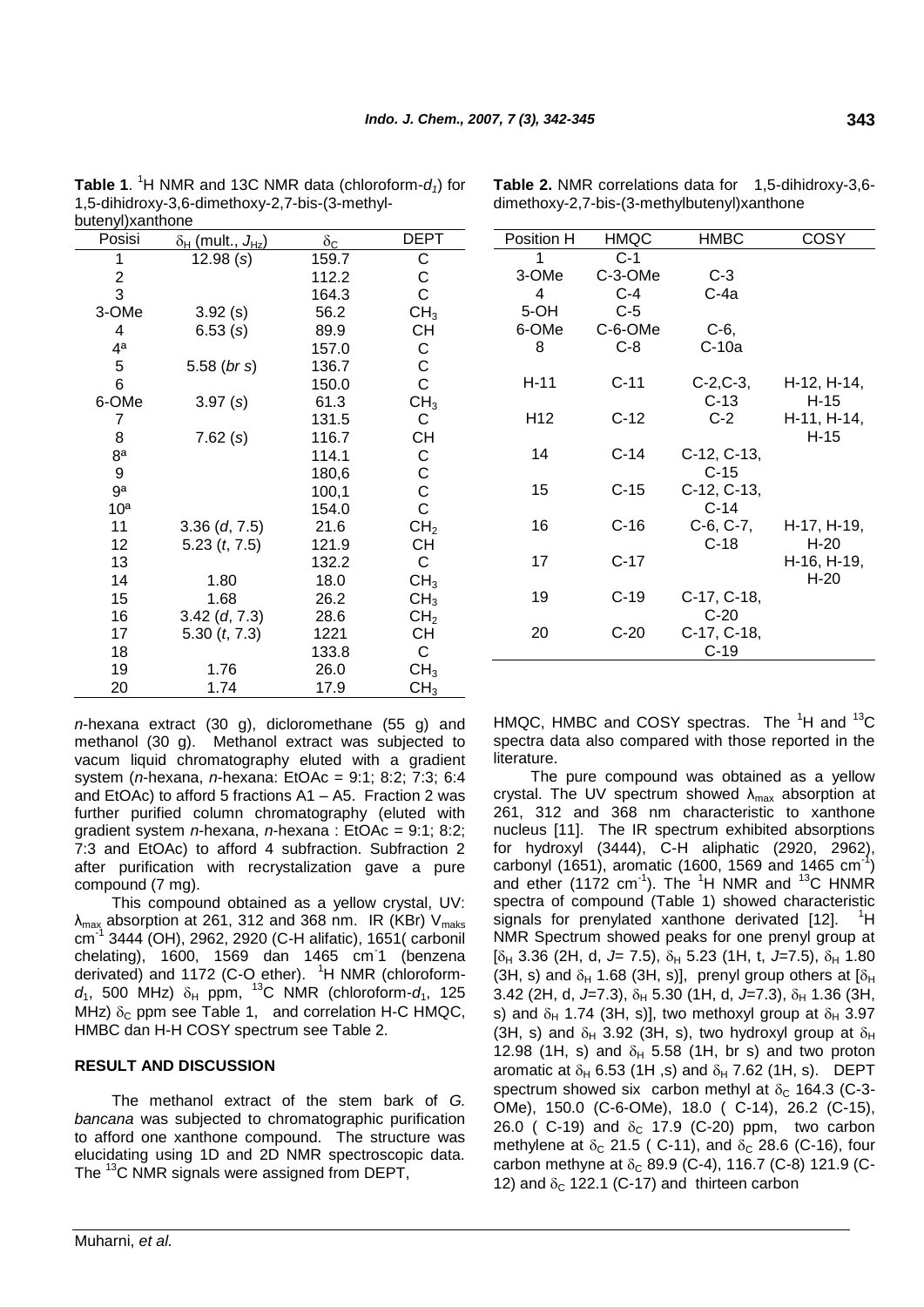**Table 1**. $^{1}H$ NMR and 13C NMR data (chloroform-$d_1$) for 1,5-dihidroxy-3,6-dimethoxy-2,7-bis-(3-methyl-butenyl)xanthone

| Posisi | $\delta_H$ (mult., $J_{Hz}$) | $\delta_C$ | DEPT |
|---|---|---|---|
| 1 | 12.98 (*s*) | 159.7 | C |
| 2 | | 112.2 | C |
| 3 | | 164.3 | C |
| 3-OMe | 3.92 (s) | 56.2 | $CH_3$ |
| 4 | 6.53 (*s*) | 89.9 | CH |
| 4ª | | 157.0 | C |
| 5 | 5.58 (*br s*) | 136.7 | C |
| 6 | | 150.0 | C |
| 6-OMe | 3.97 (*s*) | 61.3 | $CH_3$ |
| 7 | | 131.5 | C |
| 8 | 7.62 (*s*) | 116.7 | CH |
| 8ª | | 114.1 | C |
| 9 | | 180,6 | C |
| 9ª | | 100,1 | C |
| 10ª | | 154.0 | C |
| 11 | 3.36 (*d*, 7.5) | 21.6 | $CH_2$ |
| 12 | 5.23 (*t*, 7.5) | 121.9 | CH |
| 13 | | 132.2 | C |
| 14 | 1.80 | 18.0 | $CH_3$ |
| 15 | 1.68 | 26.2 | $CH_3$ |
| 16 | 3.42 (*d*, 7.3) | 28.6 | $CH_2$ |
| 17 | 5.30 (*t*, 7.3) | 1221 | CH |
| 18 | | 133.8 | C |
| 19 | 1.76 | 26.0 | $CH_3$ |
| 20 | 1.74 | 17.9 | $CH_3$ |

**Table 2.** NMR correlations data for 1,5-dihidroxy-3,6-dimethoxy-2,7-bis-(3-methylbutenyl)xanthone

| Position H | HMQC | HMBC | COSY |
|---|---|---|---|
| 1 | C-1 | | |
| 3-OMe | C-3-OMe | C-3 | |
| 4 | C-4 | C-4a | |
| 5-OH | C-5 | | |
| 6-OMe | C-6-OMe | C-6, | |
| 8 | C-8 | C-10a | |
| H-11 | C-11 | C-2,C-3, C-13 | H-12, H-14, H-15 |
| H12 | C-12 | C-2 | H-11, H-14, H-15 |
| 14 | C-14 | C-12, C-13, C-15 | |
| 15 | C-15 | C-12, C-13, C-14 | |
| 16 | C-16 | C-6, C-7, C-18 | H-17, H-19, H-20 |
| 17 | C-17 | | H-16, H-19, H-20 |
| 19 | C-19 | C-17, C-18, C-20 | |
| 20 | C-20 | C-17, C-18, C-19 | |

*n*-hexana extract (30 g), dicloromethane (55 g) and methanol (30 g). Methanol extract was subjected to vacum liquid chromatography eluted with a gradient system (*n*-hexana, *n*-hexana: EtOAc = 9:1; 8:2; 7:3; 6:4 and EtOAc) to afford 5 fractions A1 – A5. Fraction 2 was further purified column chromatography (eluted with gradient system *n*-hexana, *n*-hexana : EtOAc = 9:1; 8:2; 7:3 and EtOAc) to afford 4 subfraction. Subfraction 2 after purification with recrystalization gave a pure compound (7 mg).

This compound obtained as a yellow crystal, UV: $\lambda_{max}$ absorption at 261, 312 and 368 nm. IR (KBr) $V_{maks}$ $cm^{-1}$ 3444 (OH), 2962, 2920 (C-H alifatic), 1651( carbonil chelating), 1600, 1569 dan 1465 $cm^{-}$1 (benzena derivated) and 1172 (C-O ether). $^{1}H$ NMR (chloroform-$d_1$, 500 MHz) $\delta_H$ ppm, $^{13}C$ NMR (chloroform-$d_1$, 125 MHz) $\delta_C$ ppm see Table 1, and correlation H-C HMQC, HMBC dan H-H COSY spectrum see Table 2.

## RESULT AND DISCUSSION

The methanol extract of the stem bark of *G. bancana* was subjected to chromatographic purification to afford one xanthone compound. The structure was elucidating using 1D and 2D NMR spectroscopic data. The $^{13}C$ NMR signals were assigned from DEPT, HMQC, HMBC and COSY spectras. The $^{1}H$ and $^{13}C$ spectra data also compared with those reported in the literature.

The pure compound was obtained as a yellow crystal. The UV spectrum showed $\lambda_{max}$ absorption at 261, 312 and 368 nm characteristic to xanthone nucleus [11]. The IR spectrum exhibited absorptions for hydroxyl (3444), C-H aliphatic (2920, 2962), carbonyl (1651), aromatic (1600, 1569 and 1465 $cm^{-1}$) and ether (1172 $cm^{-1}$). The $^{1}H$ NMR and $^{13}C$ HNMR spectra of compound (Table 1) showed characteristic signals for prenylated xanthone derivated [12]. $^{1}H$ NMR Spectrum showed peaks for one prenyl group at [$\delta_H$ 3.36 (2H, d, *J*= 7.5), $\delta_H$ 5.23 (1H, t, *J*=7.5), $\delta_H$ 1.80 (3H, s) and $\delta_H$ 1.68 (3H, s)], prenyl group others at [$\delta_H$ 3.42 (2H, d, *J*=7.3), $\delta_H$ 5.30 (1H, d, *J*=7.3), $\delta_H$ 1.36 (3H, s) and $\delta_H$ 1.74 (3H, s)], two methoxyl group at $\delta_H$ 3.97 (3H, s) and $\delta_H$ 3.92 (3H, s), two hydroxyl group at $\delta_H$ 12.98 (1H, s) and $\delta_H$ 5.58 (1H, br s) and two proton aromatic at $\delta_H$ 6.53 (1H ,s) and $\delta_H$ 7.62 (1H, s). DEPT spectrum showed six carbon methyl at $\delta_C$ 164.3 (C-3-OMe), 150.0 (C-6-OMe), 18.0 ( C-14), 26.2 (C-15), 26.0 ( C-19) and $\delta_C$ 17.9 (C-20) ppm, two carbon methylene at $\delta_C$ 21.5 ( C-11), and $\delta_C$ 28.6 (C-16), four carbon methyne at $\delta_C$ 89.9 (C-4), 116.7 (C-8) 121.9 (C-12) and $\delta_C$ 122.1 (C-17) and thirteen carbon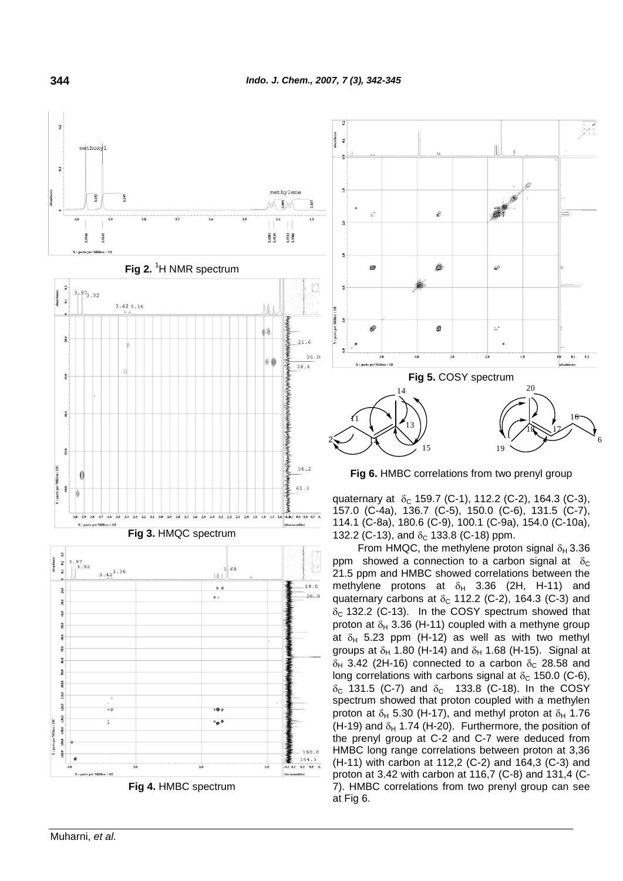Fig 2. $^1$H NMR spectrum

Fig 3. HMQC spectrum

Fig 4. HMBC spectrum

Fig 5. COSY spectrum

Fig 6. HMBC correlations from two prenyl group

quaternary at $\delta_C$ 159.7 (C-1), 112.2 (C-2), 164.3 (C-3), 157.0 (C-4a), 136.7 (C-5), 150.0 (C-6), 131.5 (C-7), 114.1 (C-8a), 180.6 (C-9), 100.1 (C-9a), 154.0 (C-10a), 132.2 (C-13), and $\delta_C$ 133.8 (C-18) ppm.

From HMQC, the methylene proton signal $\delta_H$ 3.36 ppm showed a connection to a carbon signal at $\delta_C$ 21.5 ppm and HMBC showed correlations between the methylene protons at $\delta_H$ 3.36 (2H, H-11) and quaternary carbons at $\delta_C$ 112.2 (C-2), 164.3 (C-3) and $\delta_C$ 132.2 (C-13). In the COSY spectrum showed that proton at $\delta_H$ 3.36 (H-11) coupled with a methyne group at $\delta_H$ 5.23 ppm (H-12) as well as with two methyl groups at $\delta_H$ 1.80 (H-14) and $\delta_H$ 1.68 (H-15). Signal at $\delta_H$ 3.42 (2H-16) connected to a carbon $\delta_C$ 28.58 and long correlations with carbons signal at $\delta_C$ 150.0 (C-6), $\delta_C$ 131.5 (C-7) and $\delta_C$ 133.8 (C-18). In the COSY spectrum showed that proton coupled with a methylen proton at $\delta_H$ 5.30 (H-17), and methyl proton at $\delta_H$ 1.76 (H-19) and $\delta_H$ 1.74 (H-20). Furthermore, the position of the prenyl group at C-2 and C-7 were deduced from HMBC long range correlations between proton at 3,36 (H-11) with carbon at 112,2 (C-2) and 164,3 (C-3) and proton at 3.42 with carbon at 116,7 (C-8) and 131,4 (C-7). HMBC correlations from two prenyl group can see at Fig 6.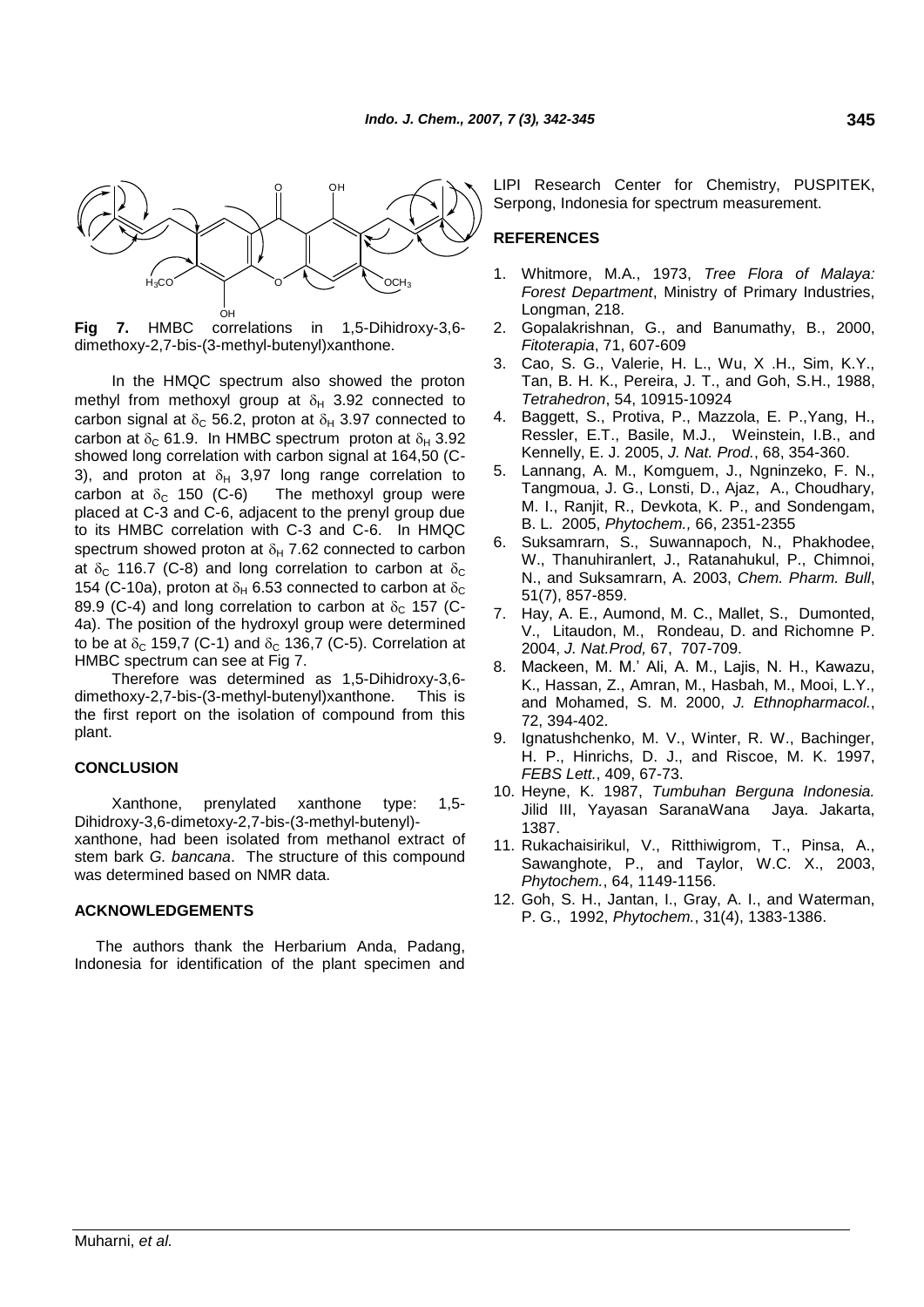Fig 7. HMBC correlations in 1,5-Dihidroxy-3,6-dimethoxy-2,7-bis-(3-methyl-butenyl)xanthone.

In the HMQC spectrum also showed the proton methyl from methoxyl group at $\delta_H$ 3.92 connected to carbon signal at $\delta_C$ 56.2, proton at $\delta_H$ 3.97 connected to carbon at $\delta_C$ 61.9. In HMBC spectrum proton at $\delta_H$ 3.92 showed long correlation with carbon signal at 164,50 (C-3), and proton at $\delta_H$ 3,97 long range correlation to carbon at $\delta_C$ 150 (C-6) The methoxyl group were placed at C-3 and C-6, adjacent to the prenyl group due to its HMBC correlation with C-3 and C-6. In HMQC spectrum showed proton at $\delta_H$ 7.62 connected to carbon at $\delta_C$ 116.7 (C-8) and long correlation to carbon at $\delta_C$ 154 (C-10a), proton at $\delta_H$ 6.53 connected to carbon at $\delta_C$ 89.9 (C-4) and long correlation to carbon at $\delta_C$ 157 (C-4a). The position of the hydroxyl group were determined to be at $\delta_C$ 159,7 (C-1) and $\delta_C$ 136,7 (C-5). Correlation at HMBC spectrum can see at Fig 7.

Therefore was determined as 1,5-Dihidroxy-3,6-dimethoxy-2,7-bis-(3-methyl-butenyl)xanthone. This is the first report on the isolation of compound from this plant.

## CONCLUSION

Xanthone, prenylated xanthone type: 1,5-Dihidroxy-3,6-dimetoxy-2,7-bis-(3-methyl-butenyl)-xanthone, had been isolated from methanol extract of stem bark *G. bancana*. The structure of this compound was determined based on NMR data.

## ACKNOWLEDGEMENTS

The authors thank the Herbarium Anda, Padang, Indonesia for identification of the plant specimen and LIPI Research Center for Chemistry, PUSPITEK, Serpong, Indonesia for spectrum measurement.

## REFERENCES

1. Whitmore, M.A., 1973, *Tree Flora of Malaya: Forest Department*, Ministry of Primary Industries, Longman, 218.
2. Gopalakrishnan, G., and Banumathy, B., 2000, *Fitoterapia*, 71, 607-609
3. Cao, S. G., Valerie, H. L., Wu, X .H., Sim, K.Y., Tan, B. H. K., Pereira, J. T., and Goh, S.H., 1988, *Tetrahedron*, 54, 10915-10924
4. Baggett, S., Protiva, P., Mazzola, E. P.,Yang, H., Ressler, E.T., Basile, M.J., Weinstein, I.B., and Kennelly, E. J. 2005, *J. Nat. Prod.*, 68, 354-360.
5. Lannang, A. M., Komguem, J., Ngninzeko, F. N., Tangmoua, J. G., Lonsti, D., Ajaz, A., Choudhary, M. I., Ranjit, R., Devkota, K. P., and Sondengam, B. L. 2005, *Phytochem.,* 66, 2351-2355
6. Suksamrarn, S., Suwannapoch, N., Phakhodee, W., Thanuhiranlert, J., Ratanahukul, P., Chimnoi, N., and Suksamrarn, A. 2003, *Chem. Pharm. Bull*, 51(7), 857-859.
7. Hay, A. E., Aumond, M. C., Mallet, S., Dumonted, V., Litaudon, M., Rondeau, D. and Richomne P. 2004, *J. Nat.Prod,* 67, 707-709.
8. Mackeen, M. M.' Ali, A. M., Lajis, N. H., Kawazu, K., Hassan, Z., Amran, M., Hasbah, M., Mooi, L.Y., and Mohamed, S. M. 2000, *J. Ethnopharmacol.*, 72, 394-402.
9. Ignatushchenko, M. V., Winter, R. W., Bachinger, H. P., Hinrichs, D. J., and Riscoe, M. K. 1997, *FEBS Lett.*, 409, 67-73.
10. Heyne, K. 1987, *Tumbuhan Berguna Indonesia.* Jilid III, Yayasan SaranaWana Jaya. Jakarta, 1387.
11. Rukachaisirikul, V., Ritthiwigrom, T., Pinsa, A., Sawanghote, P., and Taylor, W.C. X., 2003, *Phytochem.*, 64, 1149-1156.
12. Goh, S. H., Jantan, I., Gray, A. I., and Waterman, P. G., 1992, *Phytochem.*, 31(4), 1383-1386.